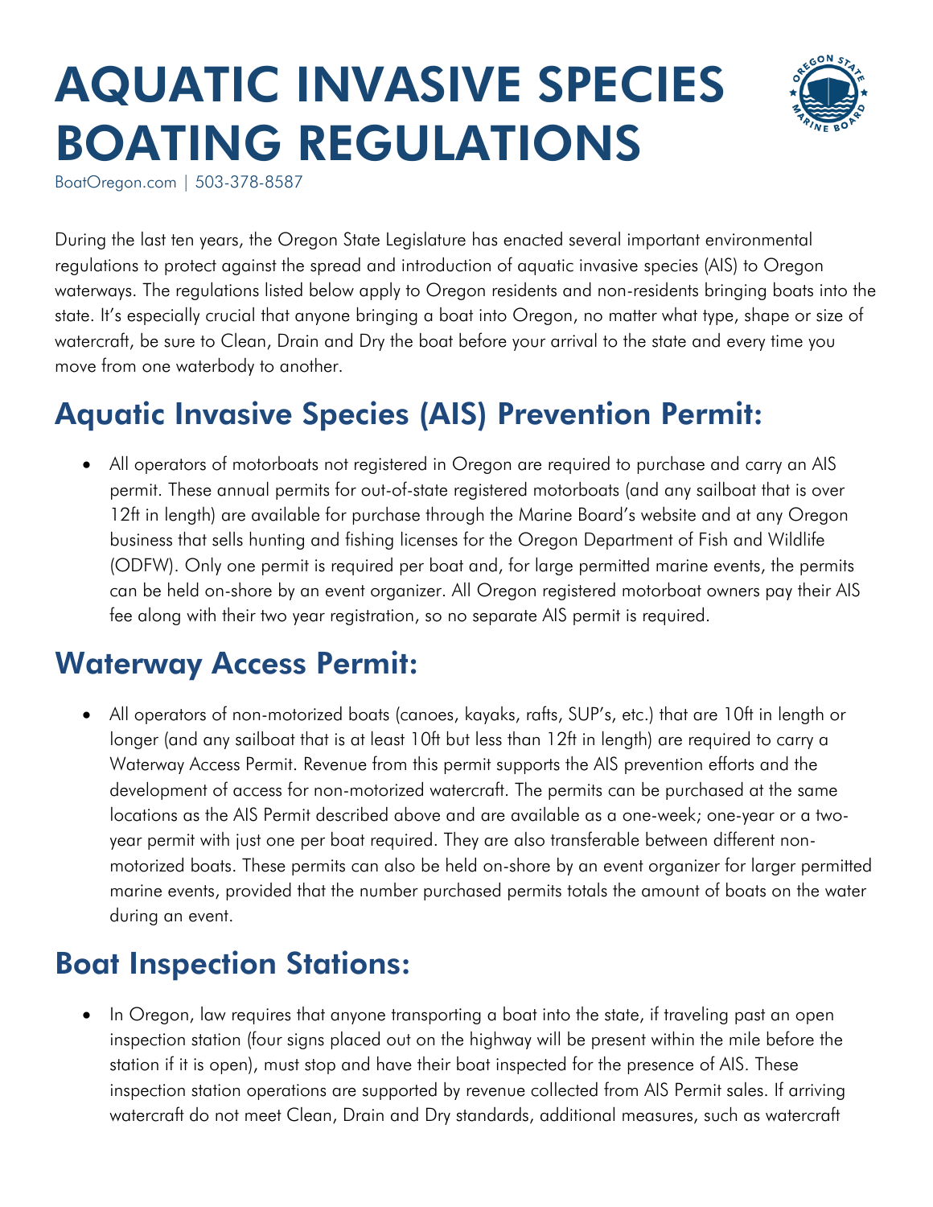# AQUATIC INVASIVE SPECIES BOATING REGULATIONS

BoatOregon.com | 503-378-8587

During the last ten years, the Oregon State Legislature has enacted several important environmental regulations to protect against the spread and introduction of aquatic invasive species (AIS) to Oregon waterways. The regulations listed below apply to Oregon residents and non-residents bringing boats into the state. It's especially crucial that anyone bringing a boat into Oregon, no matter what type, shape or size of watercraft, be sure to Clean, Drain and Dry the boat before your arrival to the state and every time you move from one waterbody to another.

## Aquatic Invasive Species (AIS) Prevention Permit:

- All operators of motorboats not registered in Oregon are required to purchase and carry an AIS permit. These annual permits for out-of-state registered motorboats (and any sailboat that is over 12ft in length) are available for purchase through the Marine Board's website and at any Oregon business that sells hunting and fishing licenses for the Oregon Department of Fish and Wildlife (ODFW). Only one permit is required per boat and, for large permitted marine events, the permits can be held on-shore by an event organizer. All Oregon registered motorboat owners pay their AIS fee along with their two year registration, so no separate AIS permit is required.

## Waterway Access Permit:

- All operators of non-motorized boats (canoes, kayaks, rafts, SUP's, etc.) that are 10ft in length or longer (and any sailboat that is at least 10ft but less than 12ft in length) are required to carry a Waterway Access Permit. Revenue from this permit supports the AIS prevention efforts and the development of access for non-motorized watercraft. The permits can be purchased at the same locations as the AIS Permit described above and are available as a one-week; one-year or a two-year permit with just one per boat required. They are also transferable between different non-motorized boats. These permits can also be held on-shore by an event organizer for larger permitted marine events, provided that the number purchased permits totals the amount of boats on the water during an event.

## Boat Inspection Stations:

- In Oregon, law requires that anyone transporting a boat into the state, if traveling past an open inspection station (four signs placed out on the highway will be present within the mile before the station if it is open), must stop and have their boat inspected for the presence of AIS. These inspection station operations are supported by revenue collected from AIS Permit sales. If arriving watercraft do not meet Clean, Drain and Dry standards, additional measures, such as watercraft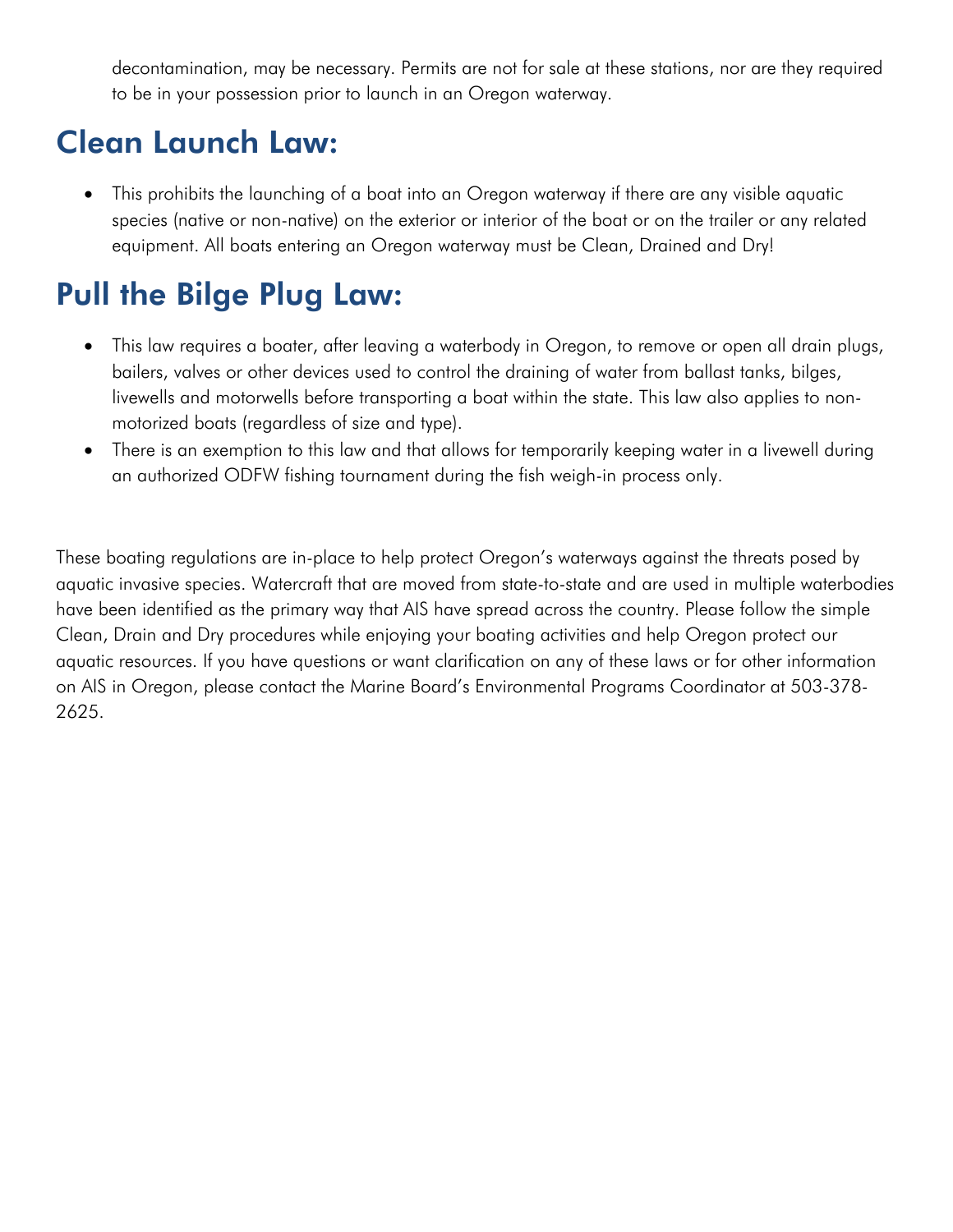decontamination, may be necessary. Permits are not for sale at these stations, nor are they required to be in your possession prior to launch in an Oregon waterway.

## Clean Launch Law:

- This prohibits the launching of a boat into an Oregon waterway if there are any visible aquatic species (native or non-native) on the exterior or interior of the boat or on the trailer or any related equipment. All boats entering an Oregon waterway must be Clean, Drained and Dry!

## Pull the Bilge Plug Law:

- This law requires a boater, after leaving a waterbody in Oregon, to remove or open all drain plugs, bailers, valves or other devices used to control the draining of water from ballast tanks, bilges, livewells and motorwells before transporting a boat within the state. This law also applies to non-motorized boats (regardless of size and type).
- There is an exemption to this law and that allows for temporarily keeping water in a livewell during an authorized ODFW fishing tournament during the fish weigh-in process only.

These boating regulations are in-place to help protect Oregon's waterways against the threats posed by aquatic invasive species. Watercraft that are moved from state-to-state and are used in multiple waterbodies have been identified as the primary way that AIS have spread across the country. Please follow the simple Clean, Drain and Dry procedures while enjoying your boating activities and help Oregon protect our aquatic resources. If you have questions or want clarification on any of these laws or for other information on AIS in Oregon, please contact the Marine Board's Environmental Programs Coordinator at 503-378-2625.